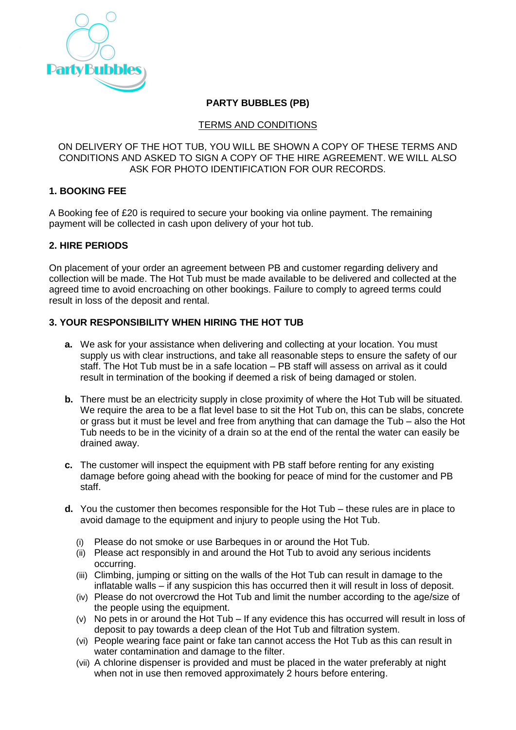# PARTY BUBBLES (PB)

## TERMS AND CONDITIONS

ON DELIVERY OF THE HOT TUB, YOU WILL BE SHOWN A COPY OF THESE TERMS AND CONDITIONS AND ASKED TO SIGN A COPY OF THE HIRE AGREEMENT. WE WILL ALSO ASK FOR PHOTO IDENTIFICATION FOR OUR RECORDS.

### 1. BOOKING FEE

A Booking fee of £20 is required to secure your booking via online payment. The remaining payment will be collected in cash upon delivery of your hot tub.

### 2. HIRE PERIODS

On placement of your order an agreement between PB and customer regarding delivery and collection will be made. The Hot Tub must be made available to be delivered and collected at the agreed time to avoid encroaching on other bookings. Failure to comply to agreed terms could result in loss of the deposit and rental.

### 3. YOUR RESPONSIBILITY WHEN HIRING THE HOT TUB

**a.** We ask for your assistance when delivering and collecting at your location. You must supply us with clear instructions, and take all reasonable steps to ensure the safety of our staff. The Hot Tub must be in a safe location – PB staff will assess on arrival as it could result in termination of the booking if deemed a risk of being damaged or stolen.

**b.** There must be an electricity supply in close proximity of where the Hot Tub will be situated. We require the area to be a flat level base to sit the Hot Tub on, this can be slabs, concrete or grass but it must be level and free from anything that can damage the Tub – also the Hot Tub needs to be in the vicinity of a drain so at the end of the rental the water can easily be drained away.

**c.** The customer will inspect the equipment with PB staff before renting for any existing damage before going ahead with the booking for peace of mind for the customer and PB staff.

**d.** You the customer then becomes responsible for the Hot Tub – these rules are in place to avoid damage to the equipment and injury to people using the Hot Tub.

- (i) Please do not smoke or use Barbeques in or around the Hot Tub.
- (ii) Please act responsibly in and around the Hot Tub to avoid any serious incidents occurring.
- (iii) Climbing, jumping or sitting on the walls of the Hot Tub can result in damage to the inflatable walls – if any suspicion this has occurred then it will result in loss of deposit.
- (iv) Please do not overcrowd the Hot Tub and limit the number according to the age/size of the people using the equipment.
- (v) No pets in or around the Hot Tub – If any evidence this has occurred will result in loss of deposit to pay towards a deep clean of the Hot Tub and filtration system.
- (vi) People wearing face paint or fake tan cannot access the Hot Tub as this can result in water contamination and damage to the filter.
- (vii) A chlorine dispenser is provided and must be placed in the water preferably at night when not in use then removed approximately 2 hours before entering.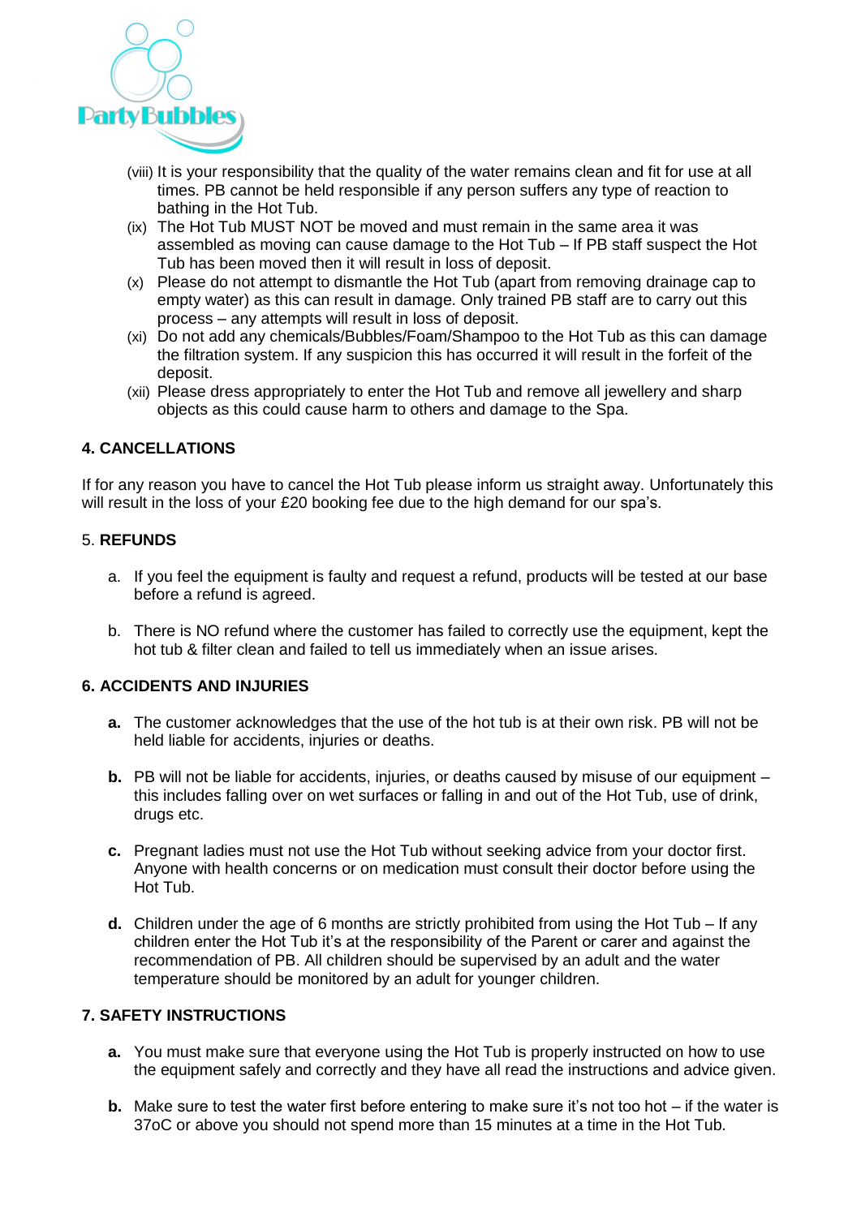(viii) It is your responsibility that the quality of the water remains clean and fit for use at all times. PB cannot be held responsible if any person suffers any type of reaction to bathing in the Hot Tub.

(ix) The Hot Tub MUST NOT be moved and must remain in the same area it was assembled as moving can cause damage to the Hot Tub – If PB staff suspect the Hot Tub has been moved then it will result in loss of deposit.

(x) Please do not attempt to dismantle the Hot Tub (apart from removing drainage cap to empty water) as this can result in damage. Only trained PB staff are to carry out this process – any attempts will result in loss of deposit.

(xi) Do not add any chemicals/Bubbles/Foam/Shampoo to the Hot Tub as this can damage the filtration system. If any suspicion this has occurred it will result in the forfeit of the deposit.

(xii) Please dress appropriately to enter the Hot Tub and remove all jewellery and sharp objects as this could cause harm to others and damage to the Spa.

## 4. CANCELLATIONS

If for any reason you have to cancel the Hot Tub please inform us straight away. Unfortunately this will result in the loss of your £20 booking fee due to the high demand for our spa's.

## 5. REFUNDS

a. If you feel the equipment is faulty and request a refund, products will be tested at our base before a refund is agreed.

b. There is NO refund where the customer has failed to correctly use the equipment, kept the hot tub & filter clean and failed to tell us immediately when an issue arises.

## 6. ACCIDENTS AND INJURIES

**a.** The customer acknowledges that the use of the hot tub is at their own risk. PB will not be held liable for accidents, injuries or deaths.

**b.** PB will not be liable for accidents, injuries, or deaths caused by misuse of our equipment – this includes falling over on wet surfaces or falling in and out of the Hot Tub, use of drink, drugs etc.

**c.** Pregnant ladies must not use the Hot Tub without seeking advice from your doctor first. Anyone with health concerns or on medication must consult their doctor before using the Hot Tub.

**d.** Children under the age of 6 months are strictly prohibited from using the Hot Tub – If any children enter the Hot Tub it's at the responsibility of the Parent or carer and against the recommendation of PB. All children should be supervised by an adult and the water temperature should be monitored by an adult for younger children.

## 7. SAFETY INSTRUCTIONS

**a.** You must make sure that everyone using the Hot Tub is properly instructed on how to use the equipment safely and correctly and they have all read the instructions and advice given.

**b.** Make sure to test the water first before entering to make sure it's not too hot – if the water is 37oC or above you should not spend more than 15 minutes at a time in the Hot Tub.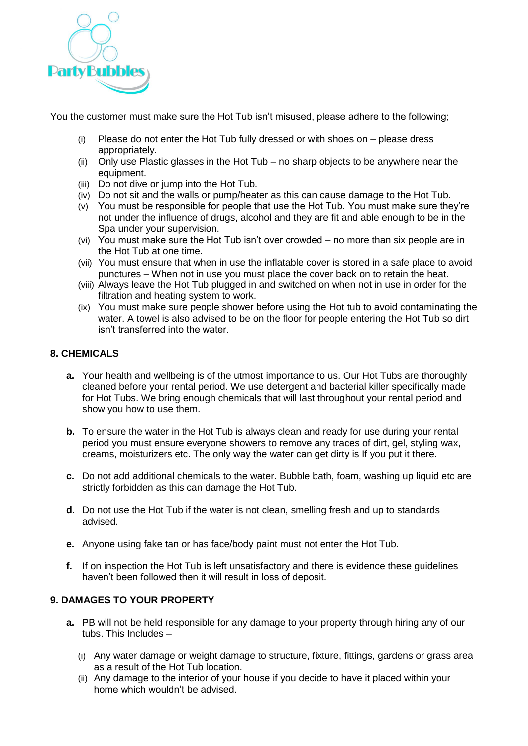You the customer must make sure the Hot Tub isn't misused, please adhere to the following;

(i) Please do not enter the Hot Tub fully dressed or with shoes on – please dress appropriately.
(ii) Only use Plastic glasses in the Hot Tub – no sharp objects to be anywhere near the equipment.
(iii) Do not dive or jump into the Hot Tub.
(iv) Do not sit and the walls or pump/heater as this can cause damage to the Hot Tub.
(v) You must be responsible for people that use the Hot Tub. You must make sure they're not under the influence of drugs, alcohol and they are fit and able enough to be in the Spa under your supervision.
(vi) You must make sure the Hot Tub isn't over crowded – no more than six people are in the Hot Tub at one time.
(vii) You must ensure that when in use the inflatable cover is stored in a safe place to avoid punctures – When not in use you must place the cover back on to retain the heat.
(viii) Always leave the Hot Tub plugged in and switched on when not in use in order for the filtration and heating system to work.
(ix) You must make sure people shower before using the Hot tub to avoid contaminating the water. A towel is also advised to be on the floor for people entering the Hot Tub so dirt isn't transferred into the water.

## 8. CHEMICALS

**a.** Your health and wellbeing is of the utmost importance to us. Our Hot Tubs are thoroughly cleaned before your rental period. We use detergent and bacterial killer specifically made for Hot Tubs. We bring enough chemicals that will last throughout your rental period and show you how to use them.

**b.** To ensure the water in the Hot Tub is always clean and ready for use during your rental period you must ensure everyone showers to remove any traces of dirt, gel, styling wax, creams, moisturizers etc. The only way the water can get dirty is If you put it there.

**c.** Do not add additional chemicals to the water. Bubble bath, foam, washing up liquid etc are strictly forbidden as this can damage the Hot Tub.

**d.** Do not use the Hot Tub if the water is not clean, smelling fresh and up to standards advised.

**e.** Anyone using fake tan or has face/body paint must not enter the Hot Tub.

**f.** If on inspection the Hot Tub is left unsatisfactory and there is evidence these guidelines haven't been followed then it will result in loss of deposit.

## 9. DAMAGES TO YOUR PROPERTY

**a.** PB will not be held responsible for any damage to your property through hiring any of our tubs. This Includes –

(i) Any water damage or weight damage to structure, fixture, fittings, gardens or grass area as a result of the Hot Tub location.
(ii) Any damage to the interior of your house if you decide to have it placed within your home which wouldn't be advised.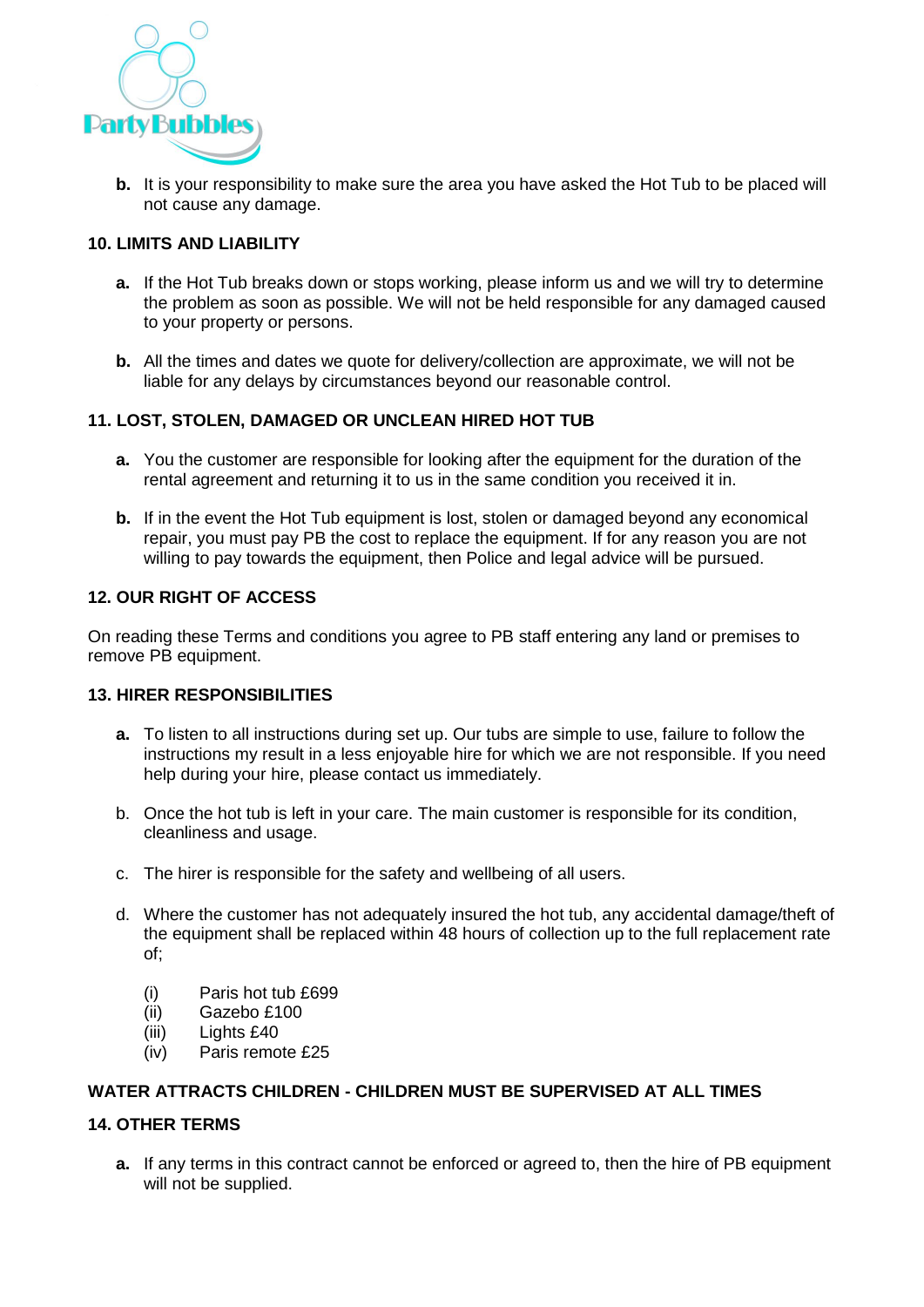**b.** It is your responsibility to make sure the area you have asked the Hot Tub to be placed will not cause any damage.

## 10. LIMITS AND LIABILITY

**a.** If the Hot Tub breaks down or stops working, please inform us and we will try to determine the problem as soon as possible. We will not be held responsible for any damaged caused to your property or persons.

**b.** All the times and dates we quote for delivery/collection are approximate, we will not be liable for any delays by circumstances beyond our reasonable control.

## 11. LOST, STOLEN, DAMAGED OR UNCLEAN HIRED HOT TUB

**a.** You the customer are responsible for looking after the equipment for the duration of the rental agreement and returning it to us in the same condition you received it in.

**b.** If in the event the Hot Tub equipment is lost, stolen or damaged beyond any economical repair, you must pay PB the cost to replace the equipment. If for any reason you are not willing to pay towards the equipment, then Police and legal advice will be pursued.

## 12. OUR RIGHT OF ACCESS

On reading these Terms and conditions you agree to PB staff entering any land or premises to remove PB equipment.

## 13. HIRER RESPONSIBILITIES

**a.** To listen to all instructions during set up. Our tubs are simple to use, failure to follow the instructions my result in a less enjoyable hire for which we are not responsible. If you need help during your hire, please contact us immediately.

b. Once the hot tub is left in your care. The main customer is responsible for its condition, cleanliness and usage.

c. The hirer is responsible for the safety and wellbeing of all users.

d. Where the customer has not adequately insured the hot tub, any accidental damage/theft of the equipment shall be replaced within 48 hours of collection up to the full replacement rate of;

(i) Paris hot tub £699
(ii) Gazebo £100
(iii) Lights £40
(iv) Paris remote £25

**WATER ATTRACTS CHILDREN - CHILDREN MUST BE SUPERVISED AT ALL TIMES**

## 14. OTHER TERMS

**a.** If any terms in this contract cannot be enforced or agreed to, then the hire of PB equipment will not be supplied.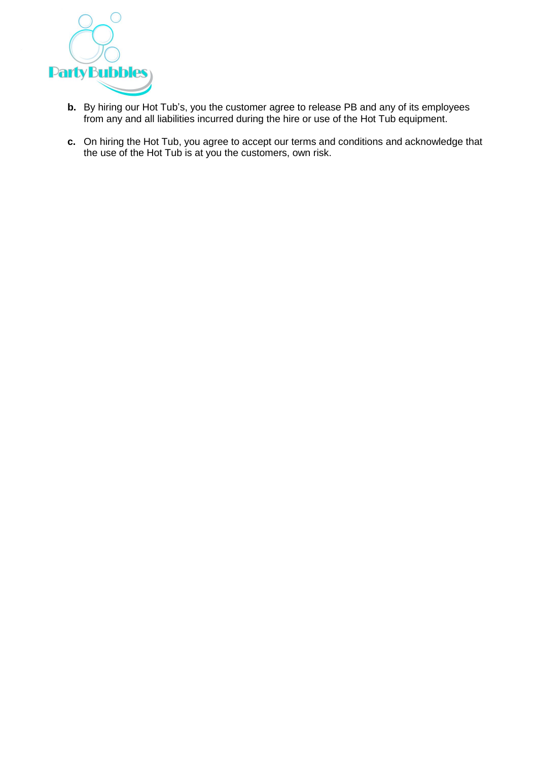**b.** By hiring our Hot Tub's, you the customer agree to release PB and any of its employees from any and all liabilities incurred during the hire or use of the Hot Tub equipment.

**c.** On hiring the Hot Tub, you agree to accept our terms and conditions and acknowledge that the use of the Hot Tub is at you the customers, own risk.